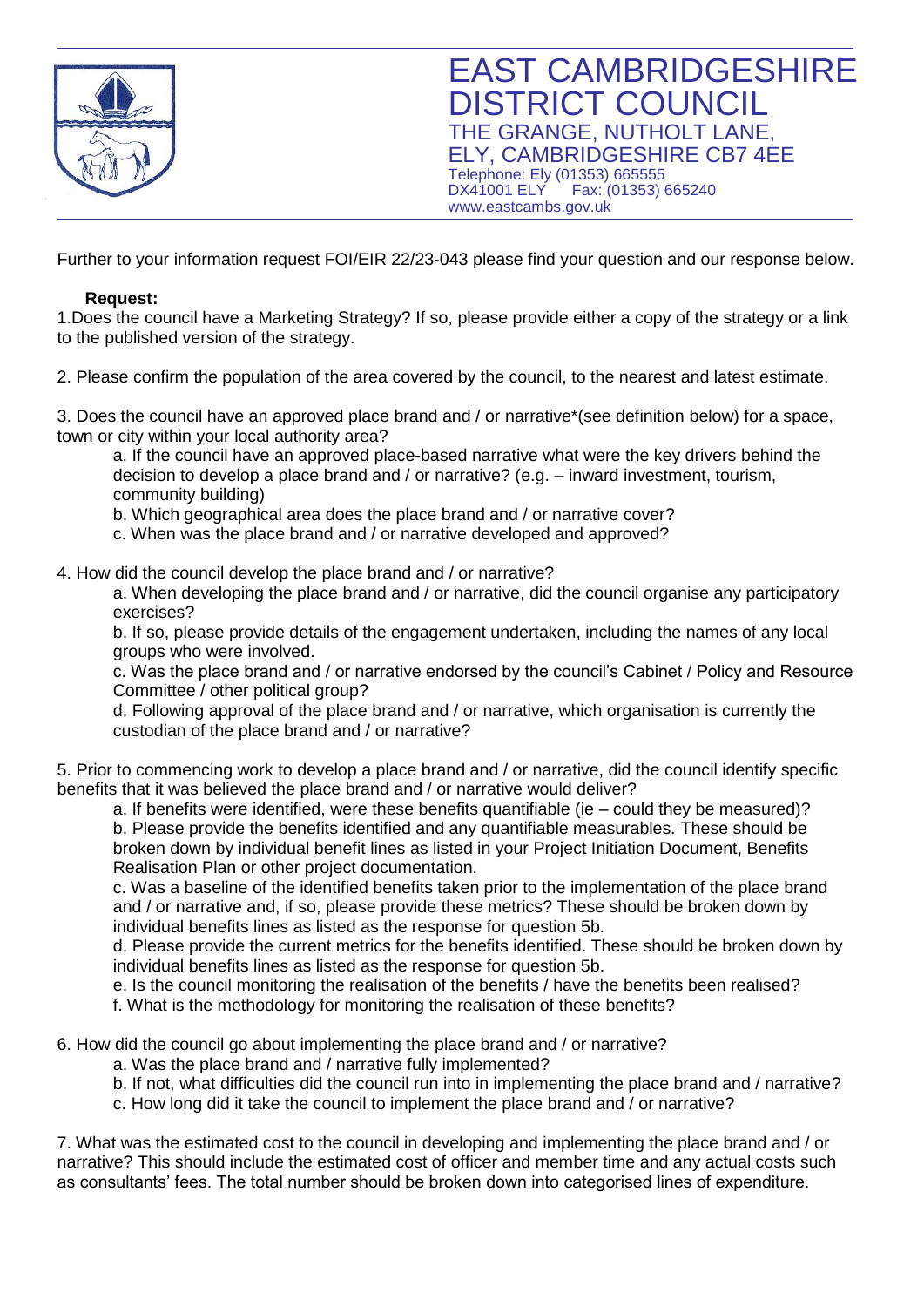# EAST CAMBRIDGESHIRE DISTRICT COUNCIL

THE GRANGE, NUTHOLT LANE,
ELY, CAMBRIDGESHIRE CB7 4EE
Telephone: Ely (01353) 665555
DX41001 ELY Fax: (01353) 665240
www.eastcambs.gov.uk

Further to your information request FOI/EIR 22/23-043 please find your question and our response below.

**Request:**

1.Does the council have a Marketing Strategy? If so, please provide either a copy of the strategy or a link to the published version of the strategy.

2. Please confirm the population of the area covered by the council, to the nearest and latest estimate.

3. Does the council have an approved place brand and / or narrative*(see definition below) for a space, town or city within your local authority area?

a. If the council have an approved place-based narrative what were the key drivers behind the decision to develop a place brand and / or narrative? (e.g. – inward investment, tourism, community building)

b. Which geographical area does the place brand and / or narrative cover?

c. When was the place brand and / or narrative developed and approved?

4. How did the council develop the place brand and / or narrative?

a. When developing the place brand and / or narrative, did the council organise any participatory exercises?

b. If so, please provide details of the engagement undertaken, including the names of any local groups who were involved.

c. Was the place brand and / or narrative endorsed by the council's Cabinet / Policy and Resource Committee / other political group?

d. Following approval of the place brand and / or narrative, which organisation is currently the custodian of the place brand and / or narrative?

5. Prior to commencing work to develop a place brand and / or narrative, did the council identify specific benefits that it was believed the place brand and / or narrative would deliver?

a. If benefits were identified, were these benefits quantifiable (ie – could they be measured)?

b. Please provide the benefits identified and any quantifiable measurables. These should be broken down by individual benefit lines as listed in your Project Initiation Document, Benefits Realisation Plan or other project documentation.

c. Was a baseline of the identified benefits taken prior to the implementation of the place brand and / or narrative and, if so, please provide these metrics? These should be broken down by individual benefits lines as listed as the response for question 5b.

d. Please provide the current metrics for the benefits identified. These should be broken down by individual benefits lines as listed as the response for question 5b.

e. Is the council monitoring the realisation of the benefits / have the benefits been realised?

f. What is the methodology for monitoring the realisation of these benefits?

6. How did the council go about implementing the place brand and / or narrative?

a. Was the place brand and / narrative fully implemented?

b. If not, what difficulties did the council run into in implementing the place brand and / narrative?

c. How long did it take the council to implement the place brand and / or narrative?

7. What was the estimated cost to the council in developing and implementing the place brand and / or narrative? This should include the estimated cost of officer and member time and any actual costs such as consultants' fees. The total number should be broken down into categorised lines of expenditure.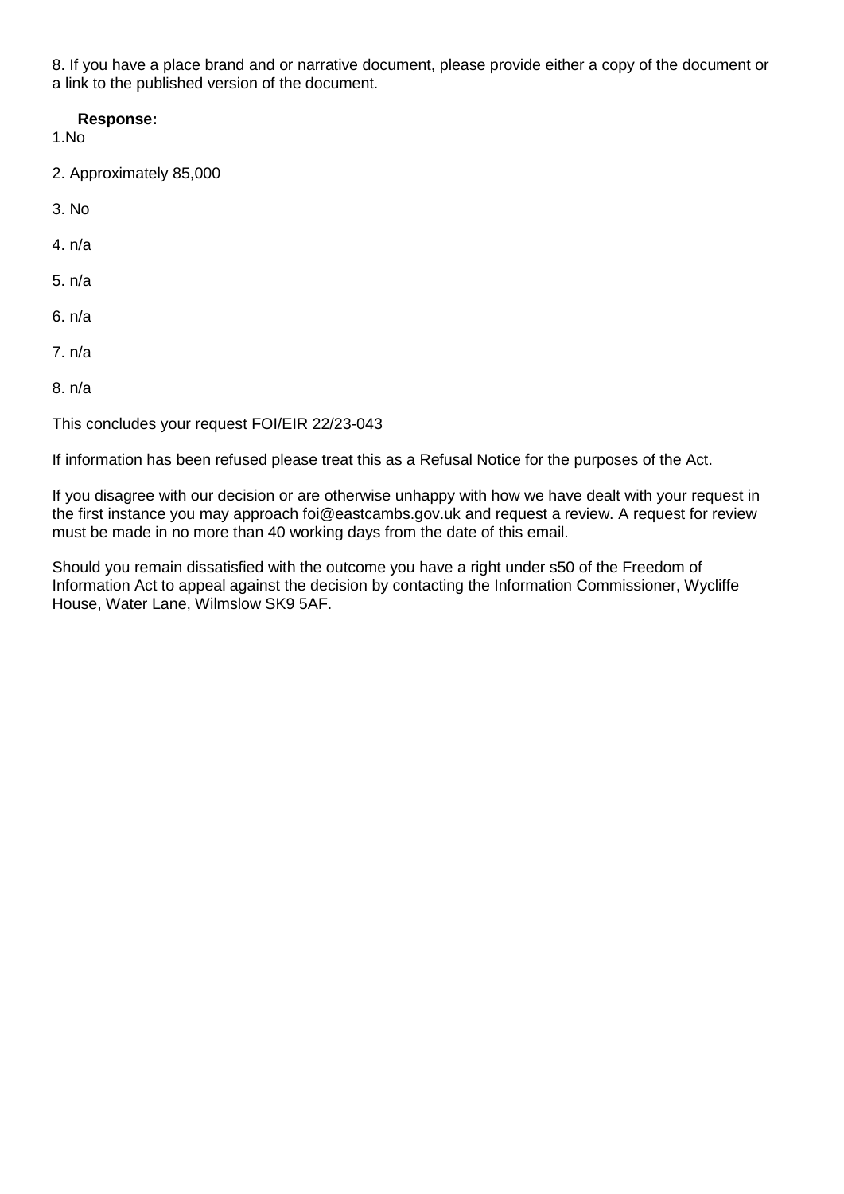8. If you have a place brand and or narrative document, please provide either a copy of the document or a link to the published version of the document.

**Response:**

1.No

2. Approximately 85,000

3. No

4. n/a

5. n/a

6. n/a

7. n/a

8. n/a

This concludes your request FOI/EIR 22/23-043

If information has been refused please treat this as a Refusal Notice for the purposes of the Act.

If you disagree with our decision or are otherwise unhappy with how we have dealt with your request in the first instance you may approach foi@eastcambs.gov.uk and request a review. A request for review must be made in no more than 40 working days from the date of this email.

Should you remain dissatisfied with the outcome you have a right under s50 of the Freedom of Information Act to appeal against the decision by contacting the Information Commissioner, Wycliffe House, Water Lane, Wilmslow SK9 5AF.